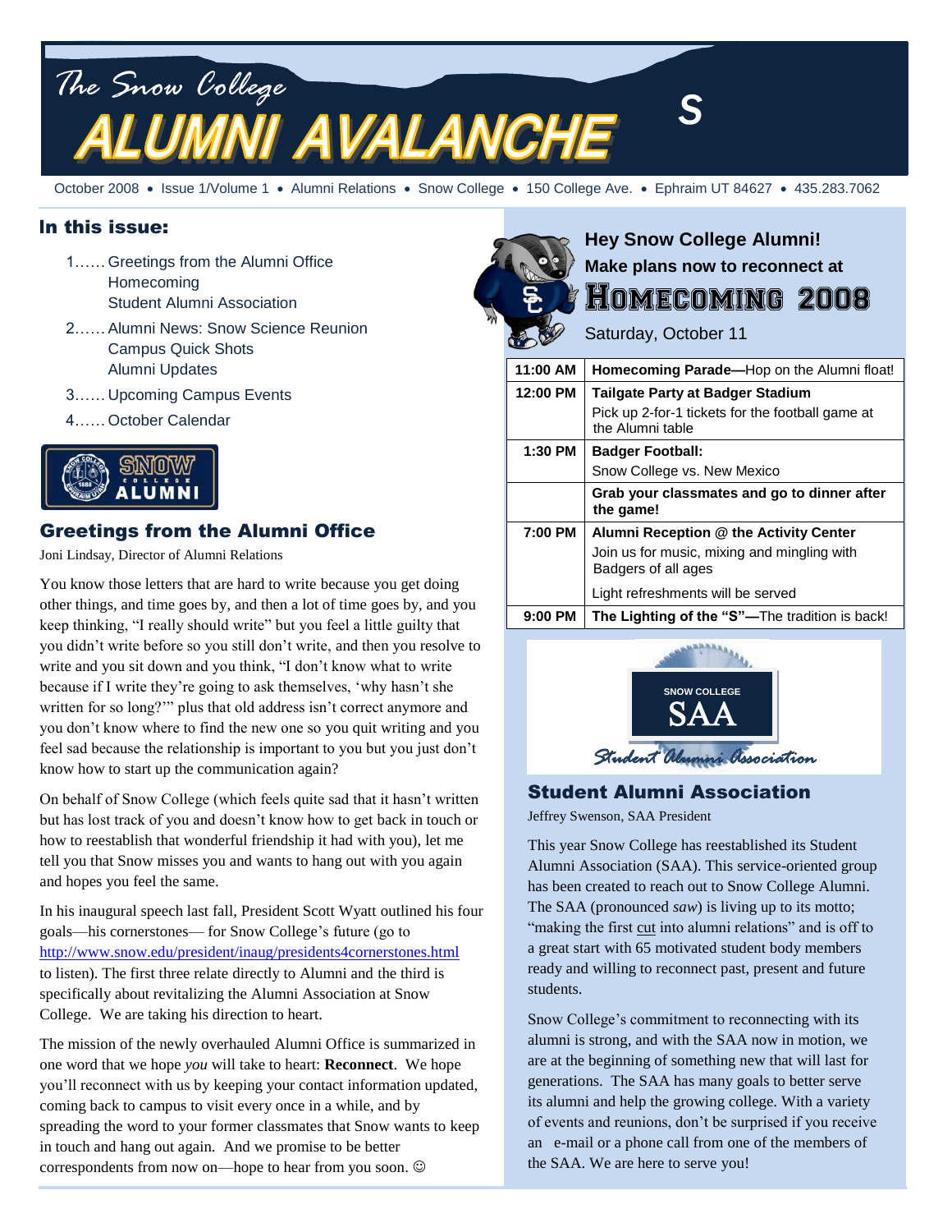# The Snow College ALUMNI AVALANCHE

October 2008 • Issue 1/Volume 1 • Alumni Relations • Snow College • 150 College Ave. • Ephraim UT 84627 • 435.283.7062

## In this issue:

1…… Greetings from the Alumni Office
Homecoming
Student Alumni Association

2…… Alumni News: Snow Science Reunion
Campus Quick Shots
Alumni Updates

3…… Upcoming Campus Events

4…… October Calendar

## Greetings from the Alumni Office

Joni Lindsay, Director of Alumni Relations

You know those letters that are hard to write because you get doing other things, and time goes by, and then a lot of time goes by, and you keep thinking, "I really should write" but you feel a little guilty that you didn't write before so you still don't write, and then you resolve to write and you sit down and you think, "I don't know what to write because if I write they're going to ask themselves, 'why hasn't she written for so long?'" plus that old address isn't correct anymore and you don't know where to find the new one so you quit writing and you feel sad because the relationship is important to you but you just don't know how to start up the communication again?

On behalf of Snow College (which feels quite sad that it hasn't written but has lost track of you and doesn't know how to get back in touch or how to reestablish that wonderful friendship it had with you), let me tell you that Snow misses you and wants to hang out with you again and hopes you feel the same.

In his inaugural speech last fall, President Scott Wyatt outlined his four goals—his cornerstones— for Snow College's future (go to http://www.snow.edu/president/inaug/presidents4cornerstones.html to listen). The first three relate directly to Alumni and the third is specifically about revitalizing the Alumni Association at Snow College. We are taking his direction to heart.

The mission of the newly overhauled Alumni Office is summarized in one word that we hope *you* will take to heart: **Reconnect**. We hope you'll reconnect with us by keeping your contact information updated, coming back to campus to visit every once in a while, and by spreading the word to your former classmates that Snow wants to keep in touch and hang out again. And we promise to be better correspondents from now on—hope to hear from you soon. ☺

## Hey Snow College Alumni!

**Make plans now to reconnect at**

# HOMECOMING 2008

Saturday, October 11

| | |
|---|---|
| 11:00 AM | **Homecoming Parade—**Hop on the Alumni float! |
| 12:00 PM | **Tailgate Party at Badger Stadium**<br>Pick up 2-for-1 tickets for the football game at the Alumni table |
| 1:30 PM | **Badger Football:**<br>Snow College vs. New Mexico |
| | **Grab your classmates and go to dinner after the game!** |
| 7:00 PM | **Alumni Reception @ the Activity Center**<br>Join us for music, mixing and mingling with Badgers of all ages<br>Light refreshments will be served |
| 9:00 PM | **The Lighting of the "S"—**The tradition is back! |

## Student Alumni Association

Jeffrey Swenson, SAA President

This year Snow College has reestablished its Student Alumni Association (SAA). This service-oriented group has been created to reach out to Snow College Alumni. The SAA (pronounced *saw*) is living up to its motto; "making the first cut into alumni relations" and is off to a great start with 65 motivated student body members ready and willing to reconnect past, present and future students.

Snow College's commitment to reconnecting with its alumni is strong, and with the SAA now in motion, we are at the beginning of something new that will last for generations. The SAA has many goals to better serve its alumni and help the growing college. With a variety of events and reunions, don't be surprised if you receive an e-mail or a phone call from one of the members of the SAA. We are here to serve you!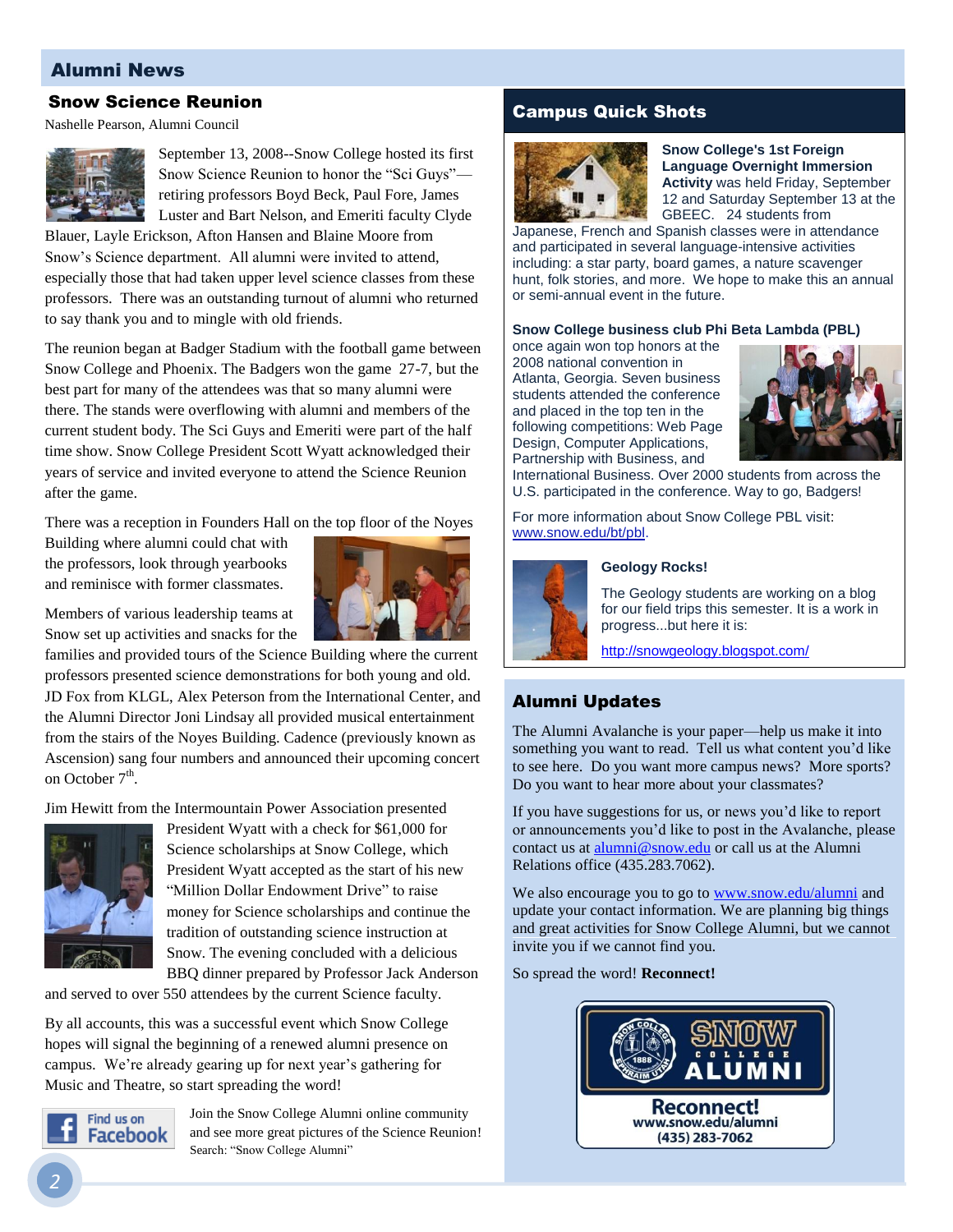## Alumni News

### Snow Science Reunion

Nashelle Pearson, Alumni Council

September 13, 2008--Snow College hosted its first Snow Science Reunion to honor the "Sci Guys"—retiring professors Boyd Beck, Paul Fore, James Luster and Bart Nelson, and Emeriti faculty Clyde Blauer, Layle Erickson, Afton Hansen and Blaine Moore from Snow's Science department. All alumni were invited to attend, especially those that had taken upper level science classes from these professors. There was an outstanding turnout of alumni who returned to say thank you and to mingle with old friends.

The reunion began at Badger Stadium with the football game between Snow College and Phoenix. The Badgers won the game 27-7, but the best part for many of the attendees was that so many alumni were there. The stands were overflowing with alumni and members of the current student body. The Sci Guys and Emeriti were part of the half time show. Snow College President Scott Wyatt acknowledged their years of service and invited everyone to attend the Science Reunion after the game.

There was a reception in Founders Hall on the top floor of the Noyes Building where alumni could chat with the professors, look through yearbooks and reminisce with former classmates.

Members of various leadership teams at Snow set up activities and snacks for the families and provided tours of the Science Building where the current professors presented science demonstrations for both young and old. JD Fox from KLGL, Alex Peterson from the International Center, and the Alumni Director Joni Lindsay all provided musical entertainment from the stairs of the Noyes Building. Cadence (previously known as Ascension) sang four numbers and announced their upcoming concert on October 7th.

Jim Hewitt from the Intermountain Power Association presented President Wyatt with a check for $61,000 for Science scholarships at Snow College, which President Wyatt accepted as the start of his new "Million Dollar Endowment Drive" to raise money for Science scholarships and continue the tradition of outstanding science instruction at Snow. The evening concluded with a delicious BBQ dinner prepared by Professor Jack Anderson and served to over 550 attendees by the current Science faculty.

By all accounts, this was a successful event which Snow College hopes will signal the beginning of a renewed alumni presence on campus. We're already gearing up for next year's gathering for Music and Theatre, so start spreading the word!

Find us on Facebook

Join the Snow College Alumni online community and see more great pictures of the Science Reunion! Search: "Snow College Alumni"

## Campus Quick Shots

**Snow College's 1st Foreign Language Overnight Immersion Activity** was held Friday, September 12 and Saturday September 13 at the GBEEC. 24 students from Japanese, French and Spanish classes were in attendance and participated in several language-intensive activities including: a star party, board games, a nature scavenger hunt, folk stories, and more. We hope to make this an annual or semi-annual event in the future.

**Snow College business club Phi Beta Lambda (PBL)** once again won top honors at the 2008 national convention in Atlanta, Georgia. Seven business students attended the conference and placed in the top ten in the following competitions: Web Page Design, Computer Applications, Partnership with Business, and International Business. Over 2000 students from across the U.S. participated in the conference. Way to go, Badgers!

For more information about Snow College PBL visit: www.snow.edu/bt/pbl.

**Geology Rocks!**

The Geology students are working on a blog for our field trips this semester. It is a work in progress...but here it is:

http://snowgeology.blogspot.com/

## Alumni Updates

The Alumni Avalanche is your paper—help us make it into something you want to read. Tell us what content you'd like to see here. Do you want more campus news? More sports? Do you want to hear more about your classmates?

If you have suggestions for us, or news you'd like to report or announcements you'd like to post in the Avalanche, please contact us at alumni@snow.edu or call us at the Alumni Relations office (435.283.7062).

We also encourage you to go to www.snow.edu/alumni and update your contact information. We are planning big things and great activities for Snow College Alumni, but we cannot invite you if we cannot find you.

So spread the word! **Reconnect!**

Snow College Alumni
Reconnect!
www.snow.edu/alumni
(435) 283-7062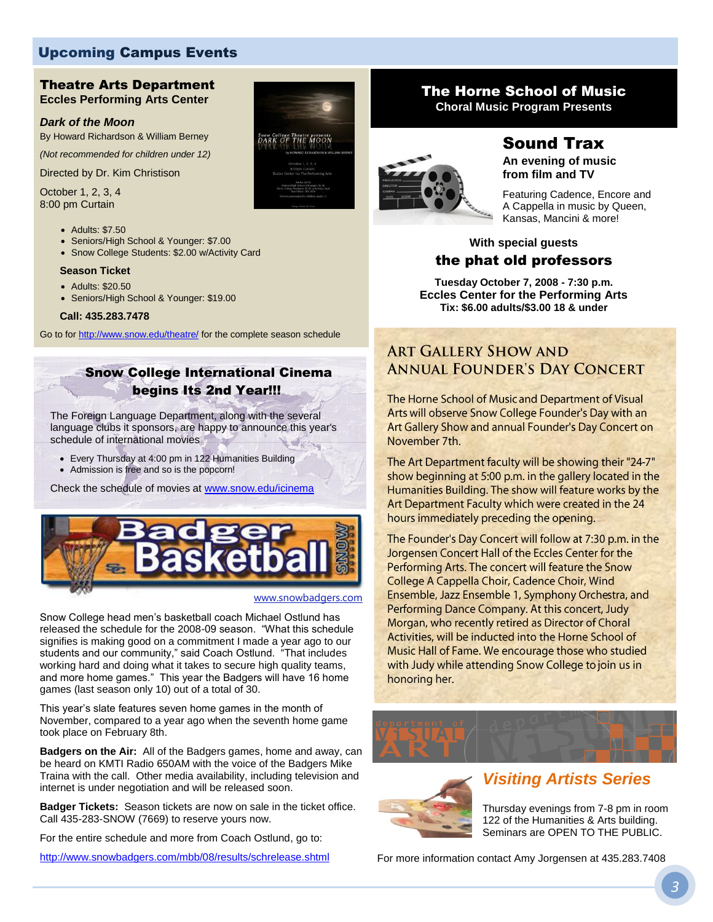## Upcoming Campus Events

### Theatre Arts Department
**Eccles Performing Arts Center**

***Dark of the Moon***

By Howard Richardson & William Berney

*(Not recommended for children under 12)*

Directed by Dr. Kim Christison

October 1, 2, 3, 4
8:00 pm Curtain

- Adults: $7.50
- Seniors/High School & Younger: $7.00
- Snow College Students: $2.00 w/Activity Card

**Season Ticket**

- Adults: $20.50
- Seniors/High School & Younger: $19.00

**Call: 435.283.7478**

Go to for http://www.snow.edu/theatre/ for the complete season schedule

### Snow College International Cinema begins Its 2nd Year!!!

The Foreign Language Department, along with the several language clubs it sponsors, are happy to announce this year's schedule of international movies

- Every Thursday at 4:00 pm in 122 Humanities Building
- Admission is free and so is the popcorn!

Check the schedule of movies at www.snow.edu/icinema

### Badger Basketball

www.snowbadgers.com

Snow College head men's basketball coach Michael Ostlund has released the schedule for the 2008-09 season. "What this schedule signifies is making good on a commitment I made a year ago to our students and our community," said Coach Ostlund. "That includes working hard and doing what it takes to secure high quality teams, and more home games." This year the Badgers will have 16 home games (last season only 10) out of a total of 30.

This year's slate features seven home games in the month of November, compared to a year ago when the seventh home game took place on February 8th.

**Badgers on the Air:** All of the Badgers games, home and away, can be heard on KMTI Radio 650AM with the voice of the Badgers Mike Traina with the call. Other media availability, including television and internet is under negotiation and will be released soon.

**Badger Tickets:** Season tickets are now on sale in the ticket office. Call 435-283-SNOW (7669) to reserve yours now.

For the entire schedule and more from Coach Ostlund, go to:

http://www.snowbadgers.com/mbb/08/results/schrelease.shtml

### The Horne School of Music
**Choral Music Program Presents**

## Sound Trax

**An evening of music from film and TV**

Featuring Cadence, Encore and A Cappella in music by Queen, Kansas, Mancini & more!

**With special guests**

**the phat old professors**

**Tuesday October 7, 2008 - 7:30 p.m.**
**Eccles Center for the Performing Arts**
**Tix: $6.00 adults/$3.00 18 & under**

### Art Gallery Show and Annual Founder's Day Concert

The Horne School of Music and Department of Visual Arts will observe Snow College Founder's Day with an Art Gallery Show and annual Founder's Day Concert on November 7th.

The Art Department faculty will be showing their "24-7" show beginning at 5:00 p.m. in the gallery located in the Humanities Building. The show will feature works by the Art Department Faculty which were created in the 24 hours immediately preceding the opening.

The Founder's Day Concert will follow at 7:30 p.m. in the Jorgensen Concert Hall of the Eccles Center for the Performing Arts. The concert will feature the Snow College A Cappella Choir, Cadence Choir, Wind Ensemble, Jazz Ensemble 1, Symphony Orchestra, and Performing Dance Company. At this concert, Judy Morgan, who recently retired as Director of Choral Activities, will be inducted into the Horne School of Music Hall of Fame. We encourage those who studied with Judy while attending Snow College to join us in honoring her.

department of VISUAL ART

### *Visiting Artists Series*

Thursday evenings from 7-8 pm in room 122 of the Humanities & Arts building. Seminars are OPEN TO THE PUBLIC.

For more information contact Amy Jorgensen at 435.283.7408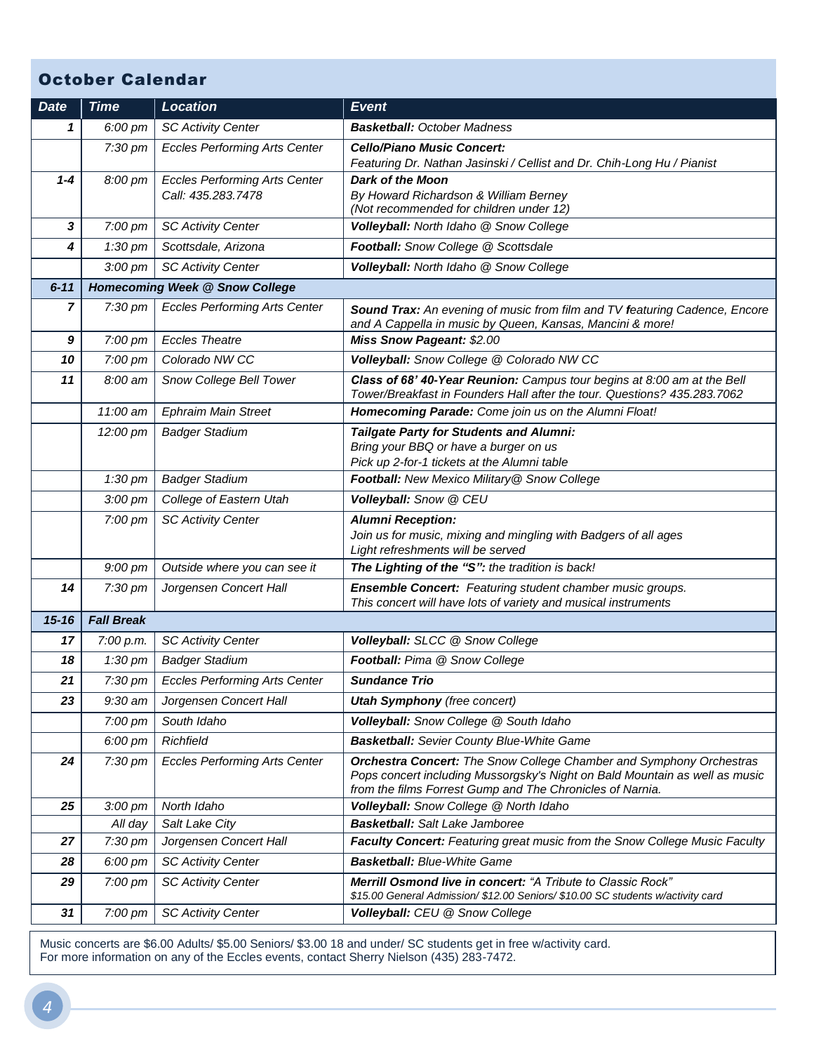## October Calendar

| Date | Time | Location | Event |
|---|---|---|---|
| 1 | 6:00 pm | SC Activity Center | **Basketball:** October Madness |
| | 7:30 pm | Eccles Performing Arts Center | **Cello/Piano Music Concert:** Featuring Dr. Nathan Jasinski / Cellist and Dr. Chih-Long Hu / Pianist |
| 1-4 | 8:00 pm | Eccles Performing Arts Center Call: 435.283.7478 | **Dark of the Moon** By Howard Richardson & William Berney (Not recommended for children under 12) |
| 3 | 7:00 pm | SC Activity Center | **Volleyball:** North Idaho @ Snow College |
| 4 | 1:30 pm | Scottsdale, Arizona | **Football:** Snow College @ Scottsdale |
| | 3:00 pm | SC Activity Center | **Volleyball:** North Idaho @ Snow College |
| 6-11 | **Homecoming Week @ Snow College** | | |
| 7 | 7:30 pm | Eccles Performing Arts Center | **Sound Trax:** An evening of music from film and TV featuring Cadence, Encore and A Cappella in music by Queen, Kansas, Mancini & more! |
| 9 | 7:00 pm | Eccles Theatre | **Miss Snow Pageant:** $2.00 |
| 10 | 7:00 pm | Colorado NW CC | **Volleyball:** Snow College @ Colorado NW CC |
| 11 | 8:00 am | Snow College Bell Tower | **Class of 68' 40-Year Reunion:** Campus tour begins at 8:00 am at the Bell Tower/Breakfast in Founders Hall after the tour. Questions? 435.283.7062 |
| | 11:00 am | Ephraim Main Street | **Homecoming Parade:** Come join us on the Alumni Float! |
| | 12:00 pm | Badger Stadium | **Tailgate Party for Students and Alumni:** Bring your BBQ or have a burger on us Pick up 2-for-1 tickets at the Alumni table |
| | 1:30 pm | Badger Stadium | **Football:** New Mexico Military@ Snow College |
| | 3:00 pm | College of Eastern Utah | **Volleyball:** Snow @ CEU |
| | 7:00 pm | SC Activity Center | **Alumni Reception:** Join us for music, mixing and mingling with Badgers of all ages Light refreshments will be served |
| | 9:00 pm | Outside where you can see it | **The Lighting of the "S":** the tradition is back! |
| 14 | 7:30 pm | Jorgensen Concert Hall | **Ensemble Concert:** Featuring student chamber music groups. This concert will have lots of variety and musical instruments |
| 15-16 | **Fall Break** | | |
| 17 | 7:00 p.m. | SC Activity Center | **Volleyball:** SLCC @ Snow College |
| 18 | 1:30 pm | Badger Stadium | **Football:** Pima @ Snow College |
| 21 | 7:30 pm | Eccles Performing Arts Center | **Sundance Trio** |
| 23 | 9:30 am | Jorgensen Concert Hall | **Utah Symphony** (free concert) |
| | 7:00 pm | South Idaho | **Volleyball:** Snow College @ South Idaho |
| | 6:00 pm | Richfield | **Basketball:** Sevier County Blue-White Game |
| 24 | 7:30 pm | Eccles Performing Arts Center | **Orchestra Concert:** The Snow College Chamber and Symphony Orchestras Pops concert including Mussorgsky's Night on Bald Mountain as well as music from the films Forrest Gump and The Chronicles of Narnia. |
| 25 | 3:00 pm | North Idaho | **Volleyball:** Snow College @ North Idaho |
| | All day | Salt Lake City | **Basketball:** Salt Lake Jamboree |
| 27 | 7:30 pm | Jorgensen Concert Hall | **Faculty Concert:** Featuring great music from the Snow College Music Faculty |
| 28 | 6:00 pm | SC Activity Center | **Basketball:** Blue-White Game |
| 29 | 7:00 pm | SC Activity Center | **Merrill Osmond live in concert:** "A Tribute to Classic Rock" $15.00 General Admission/ $12.00 Seniors/ $10.00 SC students w/activity card |
| 31 | 7:00 pm | SC Activity Center | **Volleyball:** CEU @ Snow College |

Music concerts are $6.00 Adults/ $5.00 Seniors/ $3.00 18 and under/ SC students get in free w/activity card.
For more information on any of the Eccles events, contact Sherry Nielson (435) 283-7472.